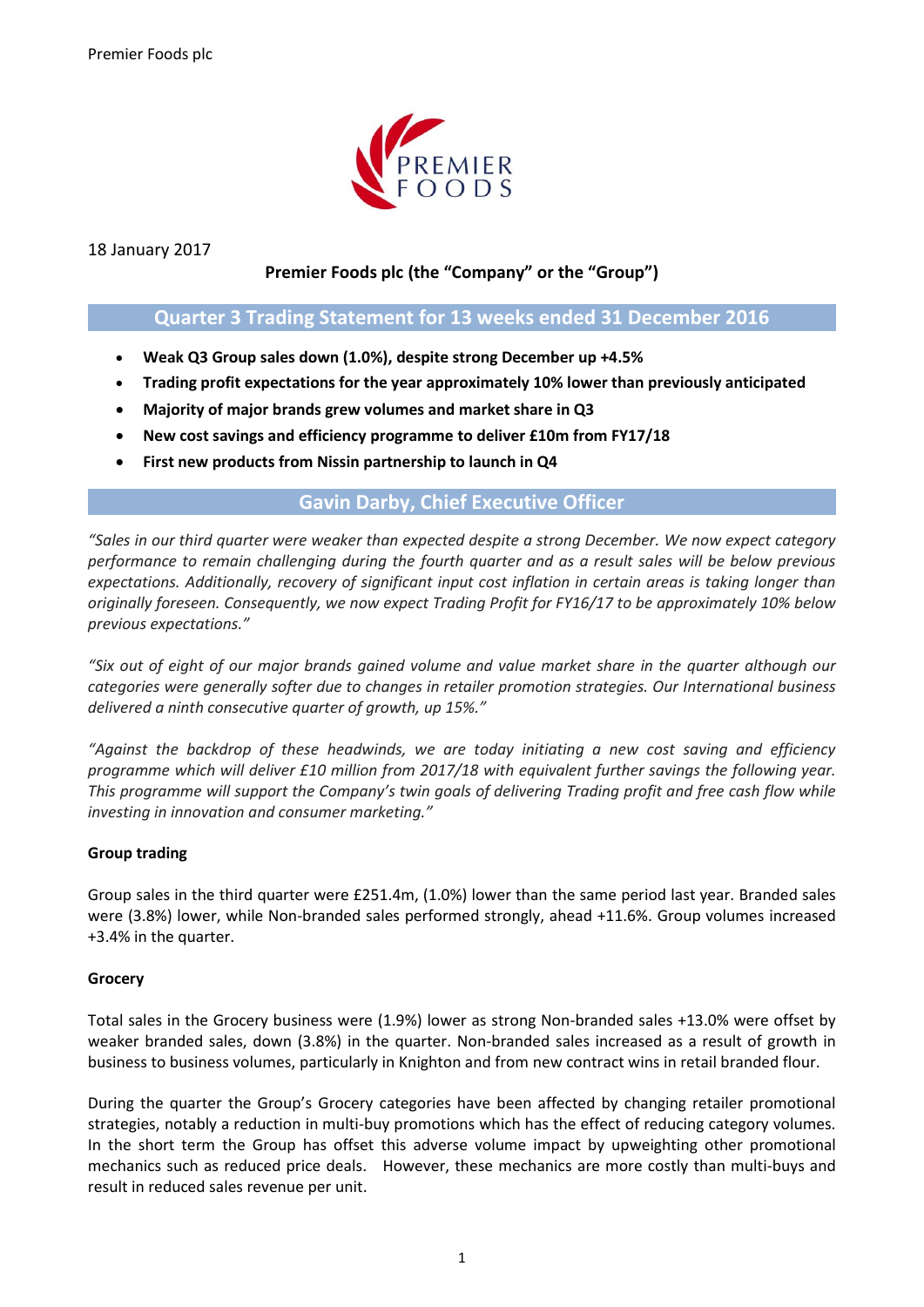Premier Foods plc

18 January 2017

**Premier Foods plc (the "Company" or the "Group")**

## Quarter 3 Trading Statement for 13 weeks ended 31 December 2016

- **Weak Q3 Group sales down (1.0%), despite strong December up +4.5%**
- **Trading profit expectations for the year approximately 10% lower than previously anticipated**
- **Majority of major brands grew volumes and market share in Q3**
- **New cost savings and efficiency programme to deliver £10m from FY17/18**
- **First new products from Nissin partnership to launch in Q4**

## Gavin Darby, Chief Executive Officer

*"Sales in our third quarter were weaker than expected despite a strong December. We now expect category performance to remain challenging during the fourth quarter and as a result sales will be below previous expectations. Additionally, recovery of significant input cost inflation in certain areas is taking longer than originally foreseen. Consequently, we now expect Trading Profit for FY16/17 to be approximately 10% below previous expectations."*

*"Six out of eight of our major brands gained volume and value market share in the quarter although our categories were generally softer due to changes in retailer promotion strategies. Our International business delivered a ninth consecutive quarter of growth, up 15%."*

*"Against the backdrop of these headwinds, we are today initiating a new cost saving and efficiency programme which will deliver £10 million from 2017/18 with equivalent further savings the following year. This programme will support the Company's twin goals of delivering Trading profit and free cash flow while investing in innovation and consumer marketing."*

**Group trading**

Group sales in the third quarter were £251.4m, (1.0%) lower than the same period last year. Branded sales were (3.8%) lower, while Non-branded sales performed strongly, ahead +11.6%. Group volumes increased +3.4% in the quarter.

**Grocery**

Total sales in the Grocery business were (1.9%) lower as strong Non-branded sales +13.0% were offset by weaker branded sales, down (3.8%) in the quarter. Non-branded sales increased as a result of growth in business to business volumes, particularly in Knighton and from new contract wins in retail branded flour.

During the quarter the Group's Grocery categories have been affected by changing retailer promotional strategies, notably a reduction in multi-buy promotions which has the effect of reducing category volumes. In the short term the Group has offset this adverse volume impact by upweighting other promotional mechanics such as reduced price deals. However, these mechanics are more costly than multi-buys and result in reduced sales revenue per unit.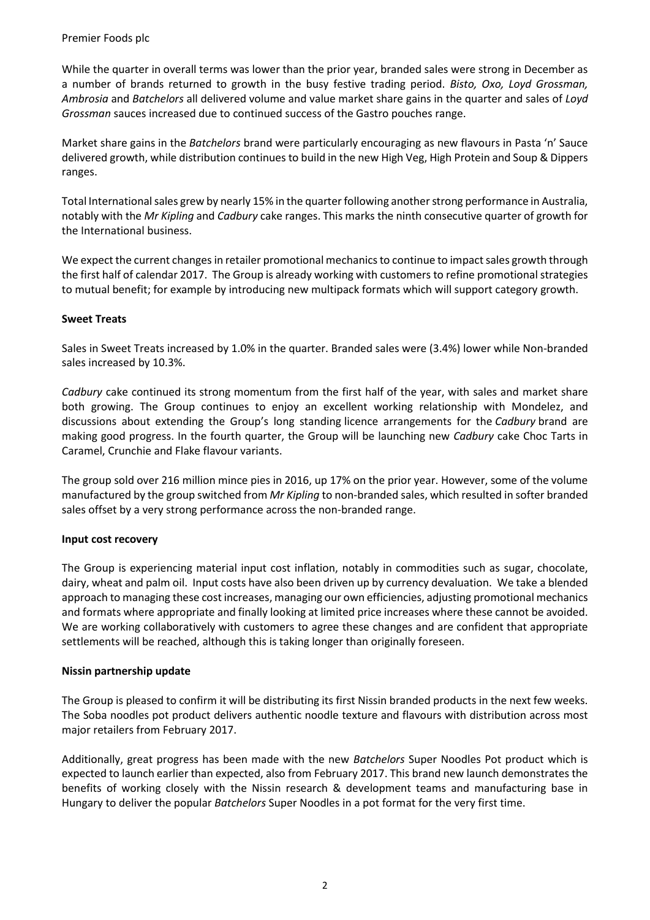While the quarter in overall terms was lower than the prior year, branded sales were strong in December as a number of brands returned to growth in the busy festive trading period. *Bisto, Oxo, Loyd Grossman, Ambrosia* and *Batchelors* all delivered volume and value market share gains in the quarter and sales of *Loyd Grossman* sauces increased due to continued success of the Gastro pouches range.

Market share gains in the *Batchelors* brand were particularly encouraging as new flavours in Pasta 'n' Sauce delivered growth, while distribution continues to build in the new High Veg, High Protein and Soup & Dippers ranges.

Total International sales grew by nearly 15% in the quarter following another strong performance in Australia, notably with the *Mr Kipling* and *Cadbury* cake ranges. This marks the ninth consecutive quarter of growth for the International business.

We expect the current changes in retailer promotional mechanics to continue to impact sales growth through the first half of calendar 2017. The Group is already working with customers to refine promotional strategies to mutual benefit; for example by introducing new multipack formats which will support category growth.

**Sweet Treats**

Sales in Sweet Treats increased by 1.0% in the quarter. Branded sales were (3.4%) lower while Non-branded sales increased by 10.3%.

*Cadbury* cake continued its strong momentum from the first half of the year, with sales and market share both growing. The Group continues to enjoy an excellent working relationship with Mondelez, and discussions about extending the Group's long standing licence arrangements for the *Cadbury* brand are making good progress. In the fourth quarter, the Group will be launching new *Cadbury* cake Choc Tarts in Caramel, Crunchie and Flake flavour variants.

The group sold over 216 million mince pies in 2016, up 17% on the prior year. However, some of the volume manufactured by the group switched from *Mr Kipling* to non-branded sales, which resulted in softer branded sales offset by a very strong performance across the non-branded range.

**Input cost recovery**

The Group is experiencing material input cost inflation, notably in commodities such as sugar, chocolate, dairy, wheat and palm oil. Input costs have also been driven up by currency devaluation. We take a blended approach to managing these cost increases, managing our own efficiencies, adjusting promotional mechanics and formats where appropriate and finally looking at limited price increases where these cannot be avoided. We are working collaboratively with customers to agree these changes and are confident that appropriate settlements will be reached, although this is taking longer than originally foreseen.

**Nissin partnership update**

The Group is pleased to confirm it will be distributing its first Nissin branded products in the next few weeks. The Soba noodles pot product delivers authentic noodle texture and flavours with distribution across most major retailers from February 2017.

Additionally, great progress has been made with the new *Batchelors* Super Noodles Pot product which is expected to launch earlier than expected, also from February 2017. This brand new launch demonstrates the benefits of working closely with the Nissin research & development teams and manufacturing base in Hungary to deliver the popular *Batchelors* Super Noodles in a pot format for the very first time.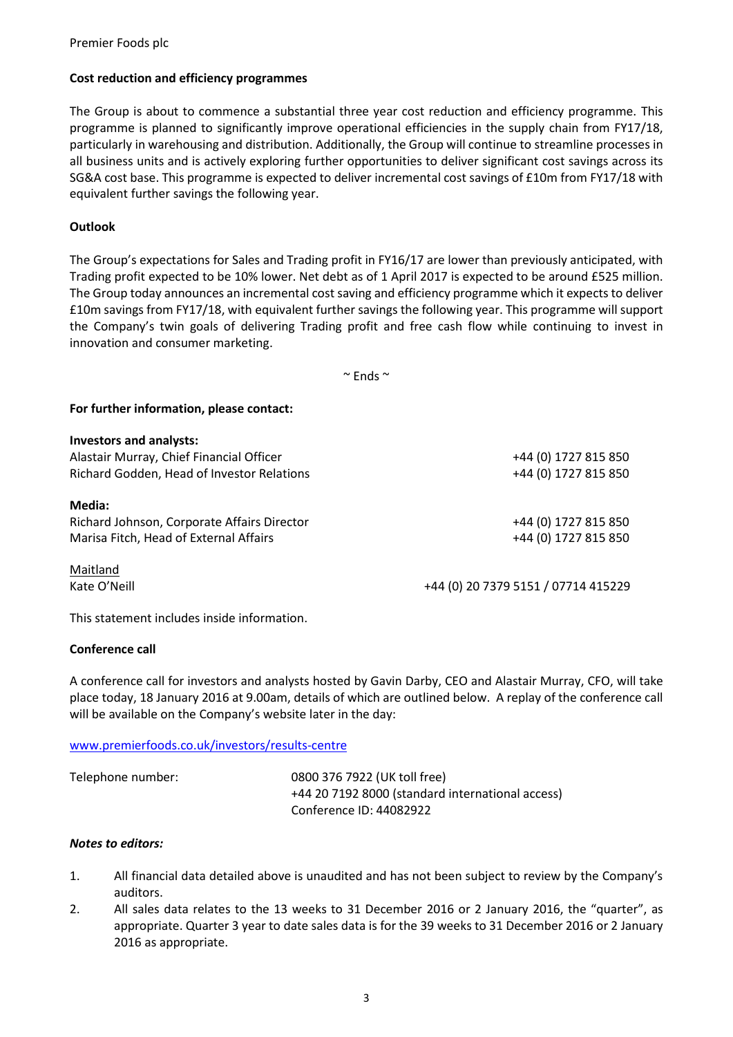Premier Foods plc

**Cost reduction and efficiency programmes**

The Group is about to commence a substantial three year cost reduction and efficiency programme. This programme is planned to significantly improve operational efficiencies in the supply chain from FY17/18, particularly in warehousing and distribution. Additionally, the Group will continue to streamline processes in all business units and is actively exploring further opportunities to deliver significant cost savings across its SG&A cost base. This programme is expected to deliver incremental cost savings of £10m from FY17/18 with equivalent further savings the following year.

**Outlook**

The Group's expectations for Sales and Trading profit in FY16/17 are lower than previously anticipated, with Trading profit expected to be 10% lower. Net debt as of 1 April 2017 is expected to be around £525 million. The Group today announces an incremental cost saving and efficiency programme which it expects to deliver £10m savings from FY17/18, with equivalent further savings the following year. This programme will support the Company's twin goals of delivering Trading profit and free cash flow while continuing to invest in innovation and consumer marketing.

~ Ends ~

**For further information, please contact:**

**Investors and analysts:**

| | |
|---|---|
| Alastair Murray, Chief Financial Officer | +44 (0) 1727 815 850 |
| Richard Godden, Head of Investor Relations | +44 (0) 1727 815 850 |

**Media:**

| | |
|---|---|
| Richard Johnson, Corporate Affairs Director | +44 (0) 1727 815 850 |
| Marisa Fitch, Head of External Affairs | +44 (0) 1727 815 850 |

Maitland

| | |
|---|---|
| Kate O'Neill | +44 (0) 20 7379 5151 / 07714 415229 |

This statement includes inside information.

**Conference call**

A conference call for investors and analysts hosted by Gavin Darby, CEO and Alastair Murray, CFO, will take place today, 18 January 2016 at 9.00am, details of which are outlined below. A replay of the conference call will be available on the Company's website later in the day:

www.premierfoods.co.uk/investors/results-centre

Telephone number: 0800 376 7922 (UK toll free)
+44 20 7192 8000 (standard international access)
Conference ID: 44082922

***Notes to editors:***

1. All financial data detailed above is unaudited and has not been subject to review by the Company's auditors.
2. All sales data relates to the 13 weeks to 31 December 2016 or 2 January 2016, the "quarter", as appropriate. Quarter 3 year to date sales data is for the 39 weeks to 31 December 2016 or 2 January 2016 as appropriate.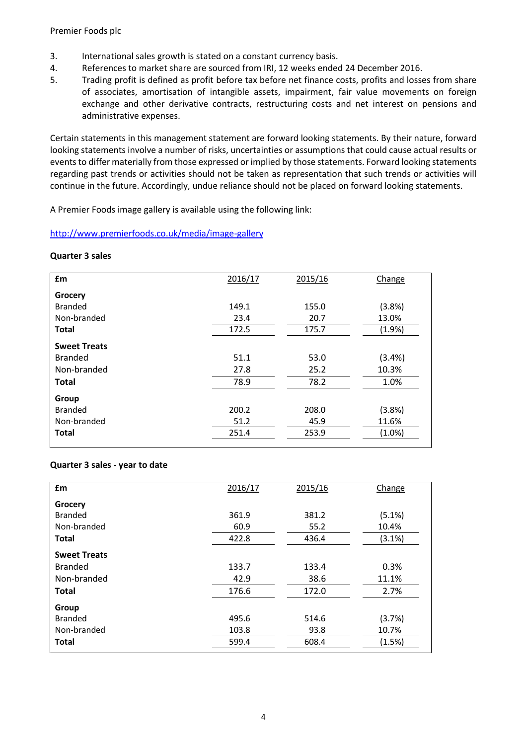3. International sales growth is stated on a constant currency basis.
4. References to market share are sourced from IRI, 12 weeks ended 24 December 2016.
5. Trading profit is defined as profit before tax before net finance costs, profits and losses from share of associates, amortisation of intangible assets, impairment, fair value movements on foreign exchange and other derivative contracts, restructuring costs and net interest on pensions and administrative expenses.

Certain statements in this management statement are forward looking statements. By their nature, forward looking statements involve a number of risks, uncertainties or assumptions that could cause actual results or events to differ materially from those expressed or implied by those statements. Forward looking statements regarding past trends or activities should not be taken as representation that such trends or activities will continue in the future. Accordingly, undue reliance should not be placed on forward looking statements.

A Premier Foods image gallery is available using the following link:

http://www.premierfoods.co.uk/media/image-gallery

**Quarter 3 sales**

| £m | 2016/17 | 2015/16 | Change |
|---|---|---|---|
| **Grocery** | | | |
| Branded | 149.1 | 155.0 | (3.8%) |
| Non-branded | 23.4 | 20.7 | 13.0% |
| **Total** | 172.5 | 175.7 | (1.9%) |
| **Sweet Treats** | | | |
| Branded | 51.1 | 53.0 | (3.4%) |
| Non-branded | 27.8 | 25.2 | 10.3% |
| **Total** | 78.9 | 78.2 | 1.0% |
| **Group** | | | |
| Branded | 200.2 | 208.0 | (3.8%) |
| Non-branded | 51.2 | 45.9 | 11.6% |
| **Total** | 251.4 | 253.9 | (1.0%) |

**Quarter 3 sales - year to date**

| £m | 2016/17 | 2015/16 | Change |
|---|---|---|---|
| **Grocery** | | | |
| Branded | 361.9 | 381.2 | (5.1%) |
| Non-branded | 60.9 | 55.2 | 10.4% |
| **Total** | 422.8 | 436.4 | (3.1%) |
| **Sweet Treats** | | | |
| Branded | 133.7 | 133.4 | 0.3% |
| Non-branded | 42.9 | 38.6 | 11.1% |
| **Total** | 176.6 | 172.0 | 2.7% |
| **Group** | | | |
| Branded | 495.6 | 514.6 | (3.7%) |
| Non-branded | 103.8 | 93.8 | 10.7% |
| **Total** | 599.4 | 608.4 | (1.5%) |